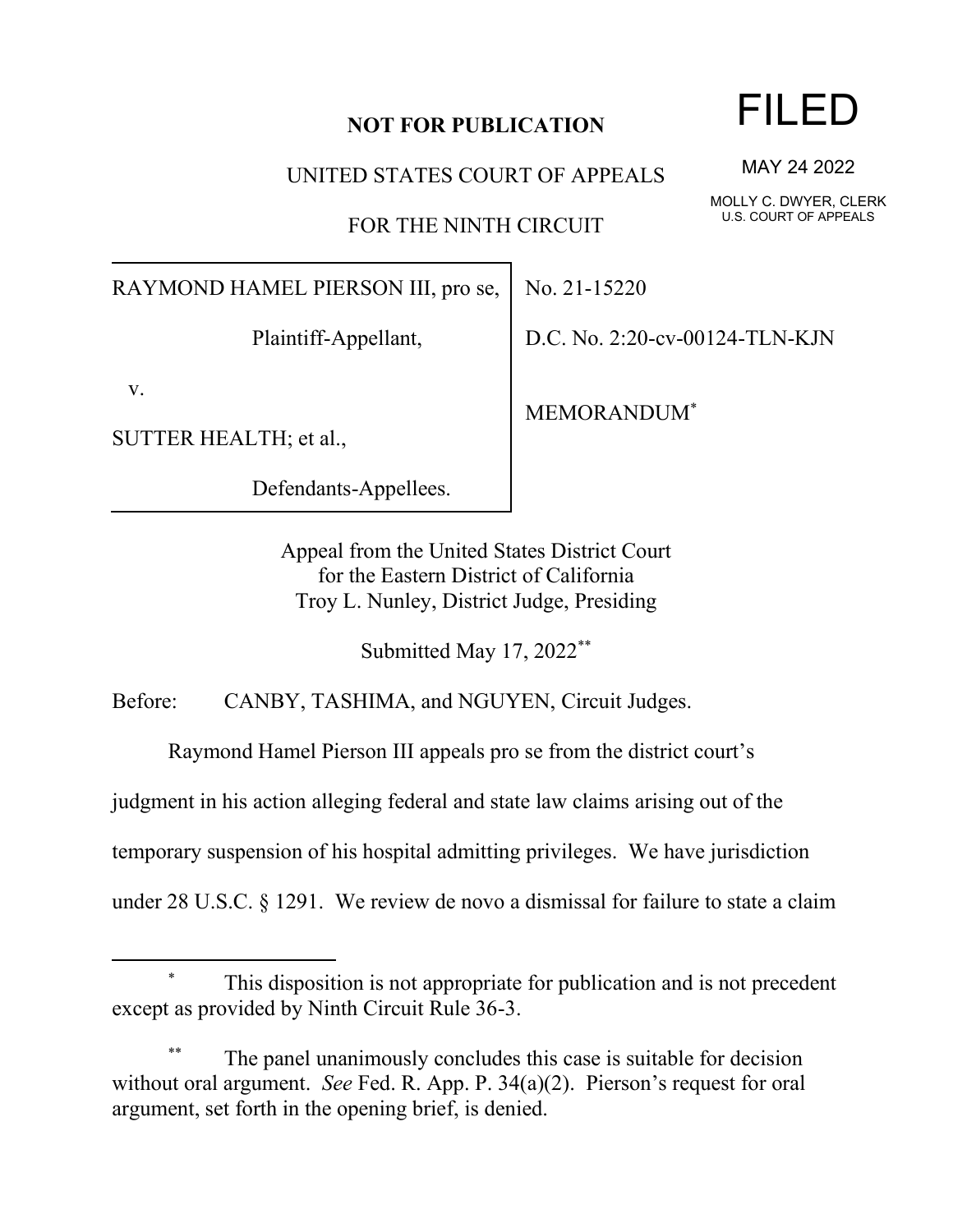**NOT FOR PUBLICATION**

FILED

MAY 24 2022

MOLLY C. DWYER, CLERK
U.S. COURT OF APPEALS

UNITED STATES COURT OF APPEALS

FOR THE NINTH CIRCUIT

| | |
|---|---|
| RAYMOND HAMEL PIERSON III, pro se,<br><br>Plaintiff-Appellant,<br><br>v.<br><br>SUTTER HEALTH; et al.,<br><br>Defendants-Appellees. | No. 21-15220<br><br>D.C. No. 2:20-cv-00124-TLN-KJN<br><br>MEMORANDUM* |

Appeal from the United States District Court
for the Eastern District of California
Troy L. Nunley, District Judge, Presiding

Submitted May 17, 2022**

Before: CANBY, TASHIMA, and NGUYEN, Circuit Judges.

Raymond Hamel Pierson III appeals pro se from the district court's judgment in his action alleging federal and state law claims arising out of the temporary suspension of his hospital admitting privileges. We have jurisdiction under 28 U.S.C. § 1291. We review de novo a dismissal for failure to state a claim

---

\* This disposition is not appropriate for publication and is not precedent except as provided by Ninth Circuit Rule 36-3.

\*\* The panel unanimously concludes this case is suitable for decision without oral argument. *See* Fed. R. App. P. 34(a)(2). Pierson's request for oral argument, set forth in the opening brief, is denied.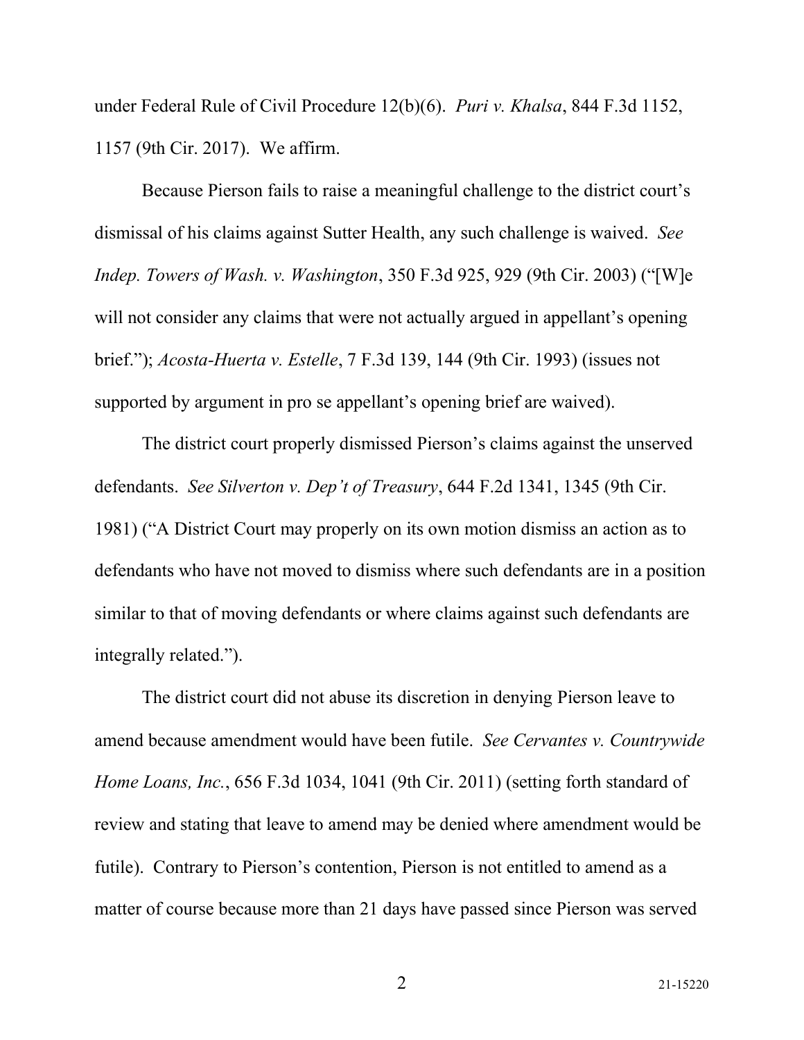under Federal Rule of Civil Procedure 12(b)(6). *Puri v. Khalsa*, 844 F.3d 1152, 1157 (9th Cir. 2017). We affirm.

Because Pierson fails to raise a meaningful challenge to the district court's dismissal of his claims against Sutter Health, any such challenge is waived. *See Indep. Towers of Wash. v. Washington*, 350 F.3d 925, 929 (9th Cir. 2003) ("[W]e will not consider any claims that were not actually argued in appellant's opening brief."); *Acosta-Huerta v. Estelle*, 7 F.3d 139, 144 (9th Cir. 1993) (issues not supported by argument in pro se appellant's opening brief are waived).

The district court properly dismissed Pierson's claims against the unserved defendants. *See Silverton v. Dep't of Treasury*, 644 F.2d 1341, 1345 (9th Cir. 1981) ("A District Court may properly on its own motion dismiss an action as to defendants who have not moved to dismiss where such defendants are in a position similar to that of moving defendants or where claims against such defendants are integrally related.").

The district court did not abuse its discretion in denying Pierson leave to amend because amendment would have been futile. *See Cervantes v. Countrywide Home Loans, Inc.*, 656 F.3d 1034, 1041 (9th Cir. 2011) (setting forth standard of review and stating that leave to amend may be denied where amendment would be futile). Contrary to Pierson's contention, Pierson is not entitled to amend as a matter of course because more than 21 days have passed since Pierson was served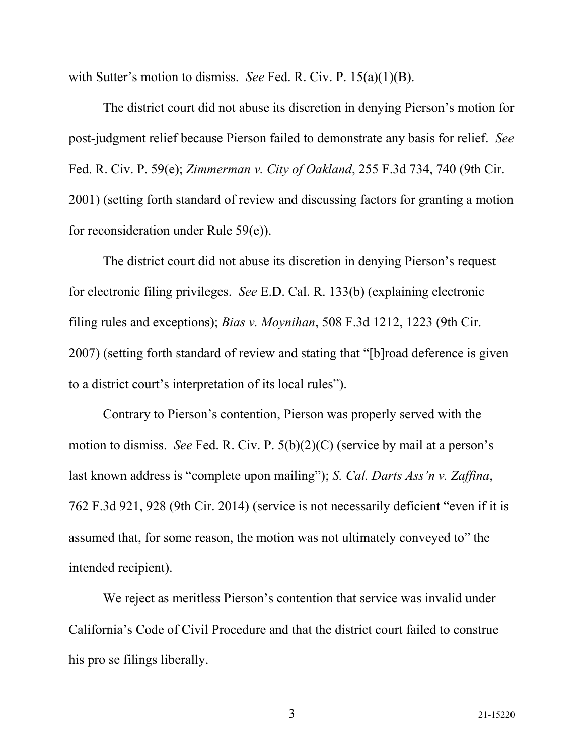with Sutter's motion to dismiss. *See* Fed. R. Civ. P. 15(a)(1)(B).

The district court did not abuse its discretion in denying Pierson's motion for post-judgment relief because Pierson failed to demonstrate any basis for relief. *See* Fed. R. Civ. P. 59(e); *Zimmerman v. City of Oakland*, 255 F.3d 734, 740 (9th Cir. 2001) (setting forth standard of review and discussing factors for granting a motion for reconsideration under Rule 59(e)).

The district court did not abuse its discretion in denying Pierson's request for electronic filing privileges. *See* E.D. Cal. R. 133(b) (explaining electronic filing rules and exceptions); *Bias v. Moynihan*, 508 F.3d 1212, 1223 (9th Cir. 2007) (setting forth standard of review and stating that "[b]road deference is given to a district court's interpretation of its local rules").

Contrary to Pierson's contention, Pierson was properly served with the motion to dismiss. *See* Fed. R. Civ. P. 5(b)(2)(C) (service by mail at a person's last known address is "complete upon mailing"); *S. Cal. Darts Ass'n v. Zaffina*, 762 F.3d 921, 928 (9th Cir. 2014) (service is not necessarily deficient "even if it is assumed that, for some reason, the motion was not ultimately conveyed to" the intended recipient).

We reject as meritless Pierson's contention that service was invalid under California's Code of Civil Procedure and that the district court failed to construe his pro se filings liberally.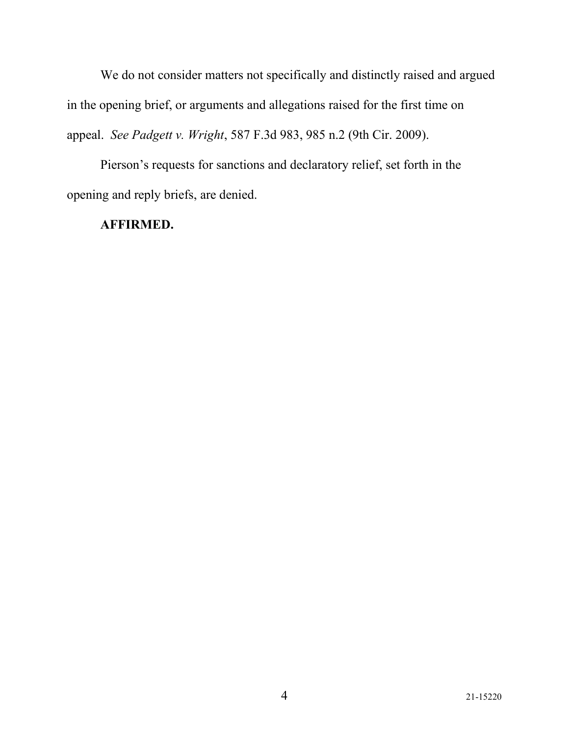We do not consider matters not specifically and distinctly raised and argued in the opening brief, or arguments and allegations raised for the first time on appeal. *See Padgett v. Wright*, 587 F.3d 983, 985 n.2 (9th Cir. 2009).

Pierson's requests for sanctions and declaratory relief, set forth in the opening and reply briefs, are denied.

**AFFIRMED.**